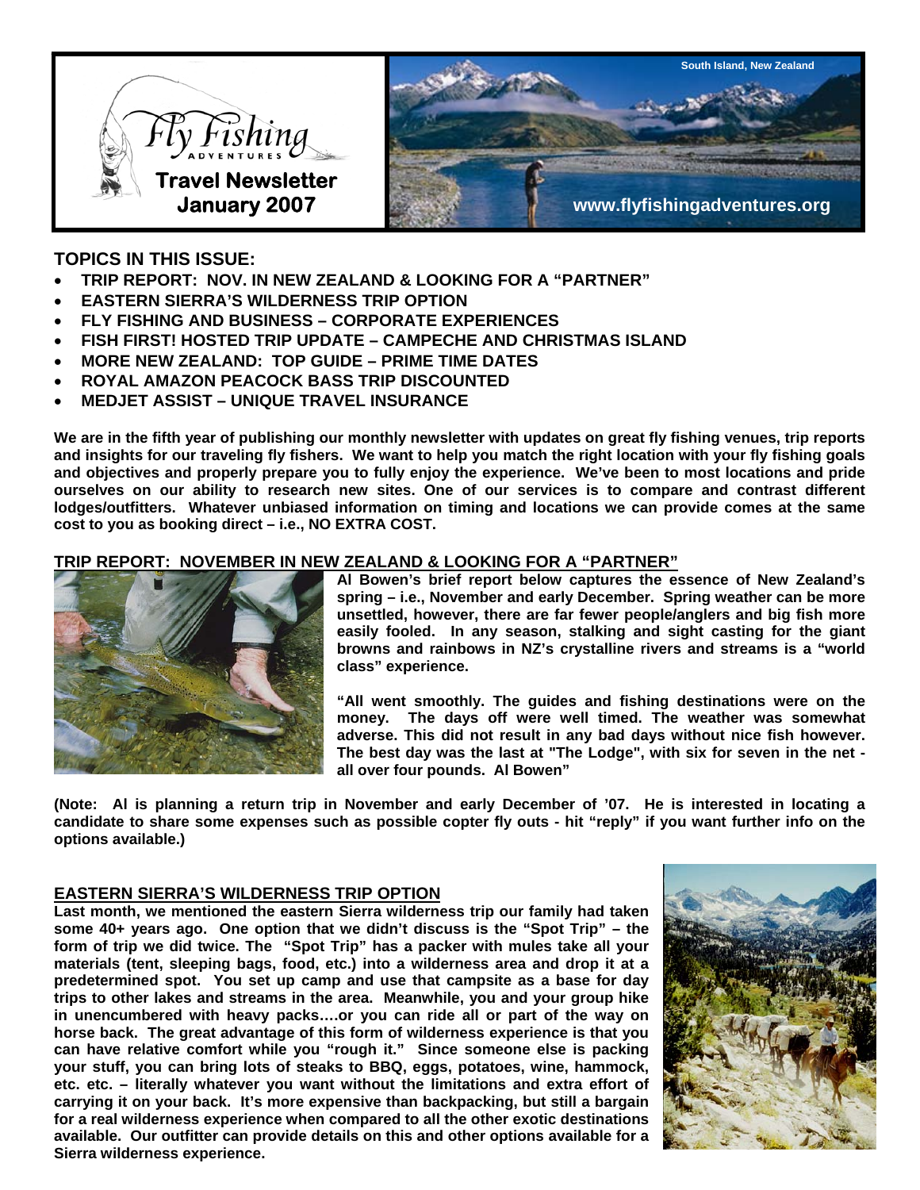# Fly Fishing Adventures

**Travel Newsletter January 2007**

South Island, New Zealand

www.flyfishingadventures.org

## TOPICS IN THIS ISSUE:

- **TRIP REPORT: NOV. IN NEW ZEALAND & LOOKING FOR A "PARTNER"**
- **EASTERN SIERRA'S WILDERNESS TRIP OPTION**
- **FLY FISHING AND BUSINESS – CORPORATE EXPERIENCES**
- **FISH FIRST! HOSTED TRIP UPDATE – CAMPECHE AND CHRISTMAS ISLAND**
- **MORE NEW ZEALAND: TOP GUIDE – PRIME TIME DATES**
- **ROYAL AMAZON PEACOCK BASS TRIP DISCOUNTED**
- **MEDJET ASSIST – UNIQUE TRAVEL INSURANCE**

**We are in the fifth year of publishing our monthly newsletter with updates on great fly fishing venues, trip reports and insights for our traveling fly fishers. We want to help you match the right location with your fly fishing goals and objectives and properly prepare you to fully enjoy the experience. We've been to most locations and pride ourselves on our ability to research new sites. One of our services is to compare and contrast different lodges/outfitters. Whatever unbiased information on timing and locations we can provide comes at the same cost to you as booking direct – i.e., NO EXTRA COST.**

## TRIP REPORT: NOVEMBER IN NEW ZEALAND & LOOKING FOR A "PARTNER"

**Al Bowen's brief report below captures the essence of New Zealand's spring – i.e., November and early December. Spring weather can be more unsettled, however, there are far fewer people/anglers and big fish more easily fooled. In any season, stalking and sight casting for the giant browns and rainbows in NZ's crystalline rivers and streams is a "world class" experience.**

**"All went smoothly. The guides and fishing destinations were on the money. The days off were well timed. The weather was somewhat adverse. This did not result in any bad days without nice fish however. The best day was the last at "The Lodge", with six for seven in the net - all over four pounds. Al Bowen"**

**(Note: Al is planning a return trip in November and early December of '07. He is interested in locating a candidate to share some expenses such as possible copter fly outs - hit "reply" if you want further info on the options available.)**

## EASTERN SIERRA'S WILDERNESS TRIP OPTION

**Last month, we mentioned the eastern Sierra wilderness trip our family had taken some 40+ years ago. One option that we didn't discuss is the "Spot Trip" – the form of trip we did twice. The "Spot Trip" has a packer with mules take all your materials (tent, sleeping bags, food, etc.) into a wilderness area and drop it at a predetermined spot. You set up camp and use that campsite as a base for day trips to other lakes and streams in the area. Meanwhile, you and your group hike in unencumbered with heavy packs….or you can ride all or part of the way on horse back. The great advantage of this form of wilderness experience is that you can have relative comfort while you "rough it." Since someone else is packing your stuff, you can bring lots of steaks to BBQ, eggs, potatoes, wine, hammock, etc. etc. – literally whatever you want without the limitations and extra effort of carrying it on your back. It's more expensive than backpacking, but still a bargain for a real wilderness experience when compared to all the other exotic destinations available. Our outfitter can provide details on this and other options available for a Sierra wilderness experience.**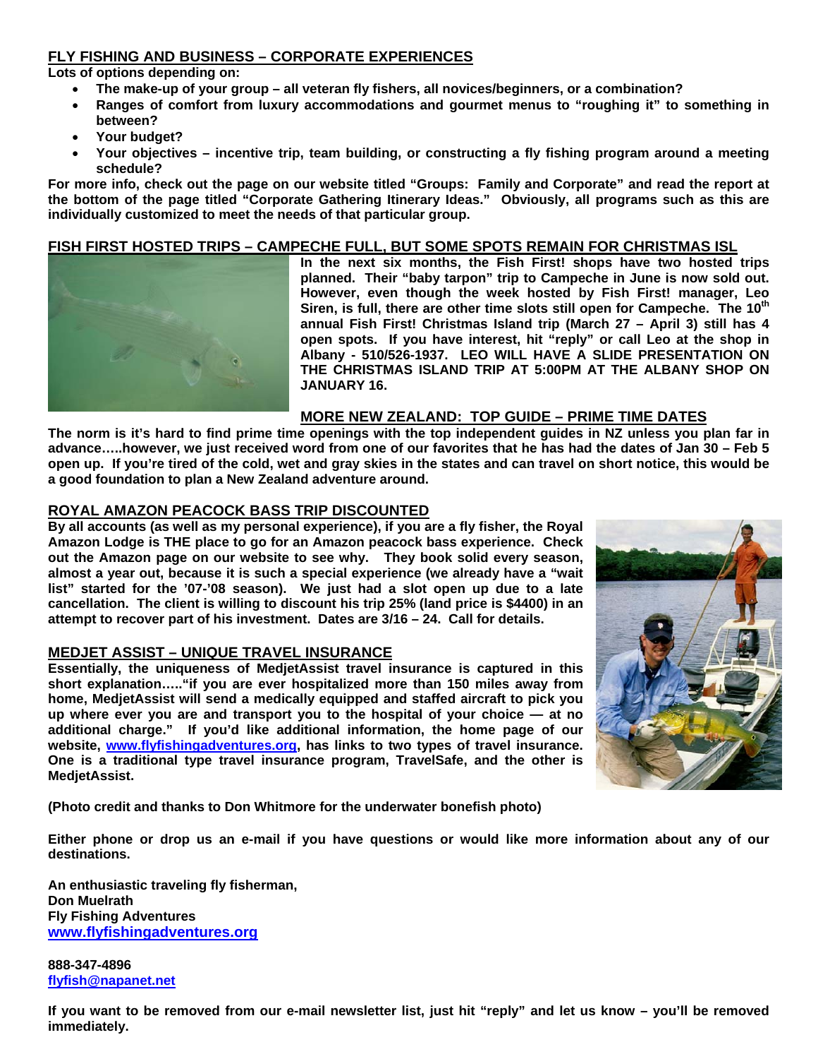## FLY FISHING AND BUSINESS – CORPORATE EXPERIENCES

**Lots of options depending on:**

- **The make-up of your group – all veteran fly fishers, all novices/beginners, or a combination?**
- **Ranges of comfort from luxury accommodations and gourmet menus to "roughing it" to something in between?**
- **Your budget?**
- **Your objectives – incentive trip, team building, or constructing a fly fishing program around a meeting schedule?**

**For more info, check out the page on our website titled "Groups: Family and Corporate" and read the report at the bottom of the page titled "Corporate Gathering Itinerary Ideas." Obviously, all programs such as this are individually customized to meet the needs of that particular group.**

## FISH FIRST HOSTED TRIPS – CAMPECHE FULL, BUT SOME SPOTS REMAIN FOR CHRISTMAS ISL

**In the next six months, the Fish First! shops have two hosted trips planned. Their "baby tarpon" trip to Campeche in June is now sold out. However, even though the week hosted by Fish First! manager, Leo Siren, is full, there are other time slots still open for Campeche. The 10th annual Fish First! Christmas Island trip (March 27 – April 3) still has 4 open spots. If you have interest, hit "reply" or call Leo at the shop in Albany - 510/526-1937. LEO WILL HAVE A SLIDE PRESENTATION ON THE CHRISTMAS ISLAND TRIP AT 5:00PM AT THE ALBANY SHOP ON JANUARY 16.**

## MORE NEW ZEALAND: TOP GUIDE – PRIME TIME DATES

**The norm is it's hard to find prime time openings with the top independent guides in NZ unless you plan far in advance…..however, we just received word from one of our favorites that he has had the dates of Jan 30 – Feb 5 open up. If you're tired of the cold, wet and gray skies in the states and can travel on short notice, this would be a good foundation to plan a New Zealand adventure around.**

## ROYAL AMAZON PEACOCK BASS TRIP DISCOUNTED

**By all accounts (as well as my personal experience), if you are a fly fisher, the Royal Amazon Lodge is THE place to go for an Amazon peacock bass experience. Check out the Amazon page on our website to see why. They book solid every season, almost a year out, because it is such a special experience (we already have a "wait list" started for the '07-'08 season). We just had a slot open up due to a late cancellation. The client is willing to discount his trip 25% (land price is $4400) in an attempt to recover part of his investment. Dates are 3/16 – 24. Call for details.**

## MEDJET ASSIST – UNIQUE TRAVEL INSURANCE

**Essentially, the uniqueness of MedjetAssist travel insurance is captured in this short explanation….."if you are ever hospitalized more than 150 miles away from home, MedjetAssist will send a medically equipped and staffed aircraft to pick you up where ever you are and transport you to the hospital of your choice — at no additional charge." If you'd like additional information, the home page of our website, www.flyfishingadventures.org, has links to two types of travel insurance. One is a traditional type travel insurance program, TravelSafe, and the other is MedjetAssist.**

**(Photo credit and thanks to Don Whitmore for the underwater bonefish photo)**

**Either phone or drop us an e-mail if you have questions or would like more information about any of our destinations.**

**An enthusiastic traveling fly fisherman,**
**Don Muelrath**
**Fly Fishing Adventures**
**www.flyfishingadventures.org**

**888-347-4896**
**flyfish@napanet.net**

**If you want to be removed from our e-mail newsletter list, just hit "reply" and let us know – you'll be removed immediately.**